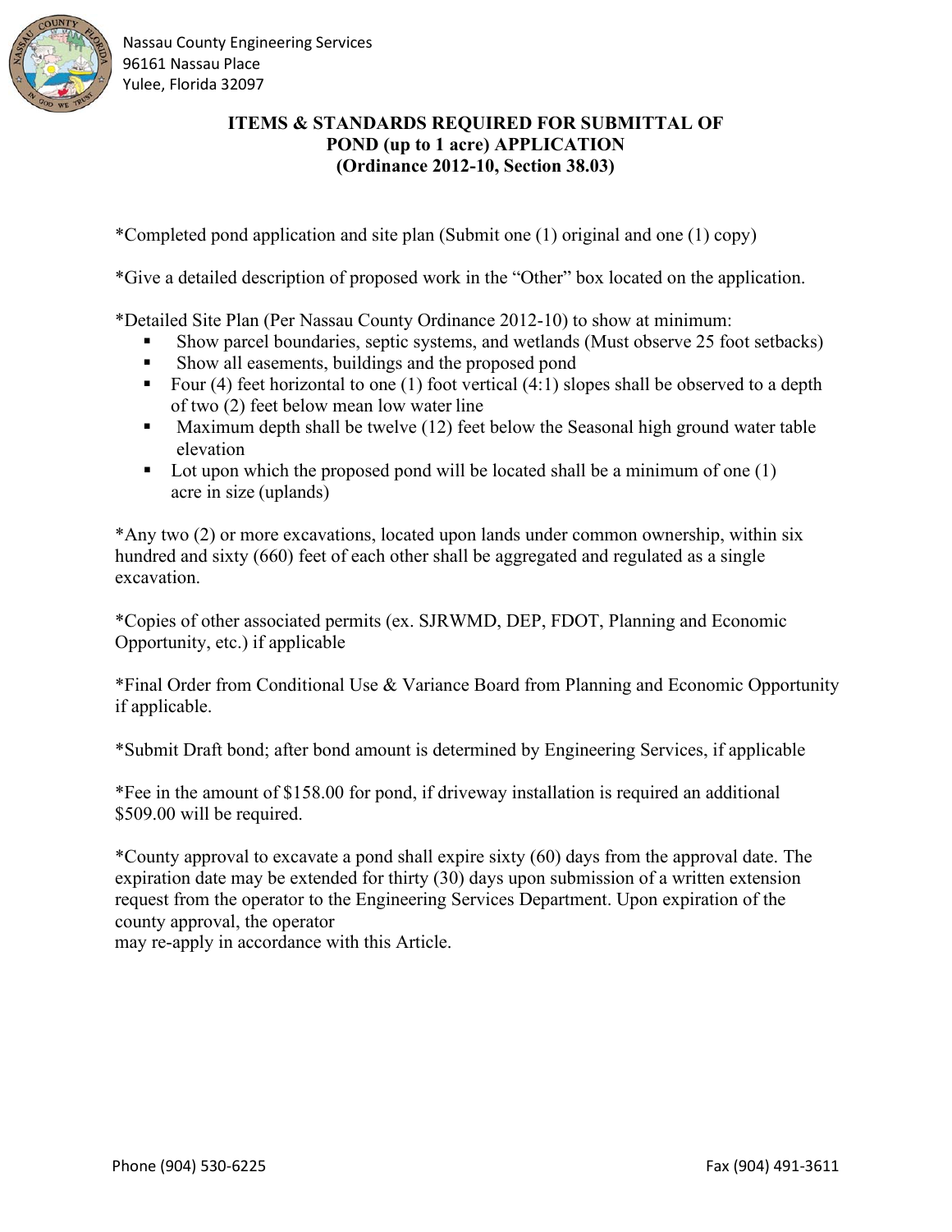Nassau County Engineering Services
96161 Nassau Place
Yulee, Florida 32097

# ITEMS & STANDARDS REQUIRED FOR SUBMITTAL OF POND (up to 1 acre) APPLICATION (Ordinance 2012-10, Section 38.03)

*Completed pond application and site plan (Submit one (1) original and one (1) copy)

*Give a detailed description of proposed work in the "Other" box located on the application.

*Detailed Site Plan (Per Nassau County Ordinance 2012-10) to show at minimum:

- Show parcel boundaries, septic systems, and wetlands (Must observe 25 foot setbacks)
- Show all easements, buildings and the proposed pond
- Four (4) feet horizontal to one (1) foot vertical (4:1) slopes shall be observed to a depth of two (2) feet below mean low water line
- Maximum depth shall be twelve (12) feet below the Seasonal high ground water table elevation
- Lot upon which the proposed pond will be located shall be a minimum of one (1) acre in size (uplands)

*Any two (2) or more excavations, located upon lands under common ownership, within six hundred and sixty (660) feet of each other shall be aggregated and regulated as a single excavation.

*Copies of other associated permits (ex. SJRWMD, DEP, FDOT, Planning and Economic Opportunity, etc.) if applicable

*Final Order from Conditional Use & Variance Board from Planning and Economic Opportunity if applicable.

*Submit Draft bond; after bond amount is determined by Engineering Services, if applicable

*Fee in the amount of $158.00 for pond, if driveway installation is required an additional $509.00 will be required.

*County approval to excavate a pond shall expire sixty (60) days from the approval date. The expiration date may be extended for thirty (30) days upon submission of a written extension request from the operator to the Engineering Services Department. Upon expiration of the county approval, the operator may re-apply in accordance with this Article.

Phone (904) 530-6225 Fax (904) 491-3611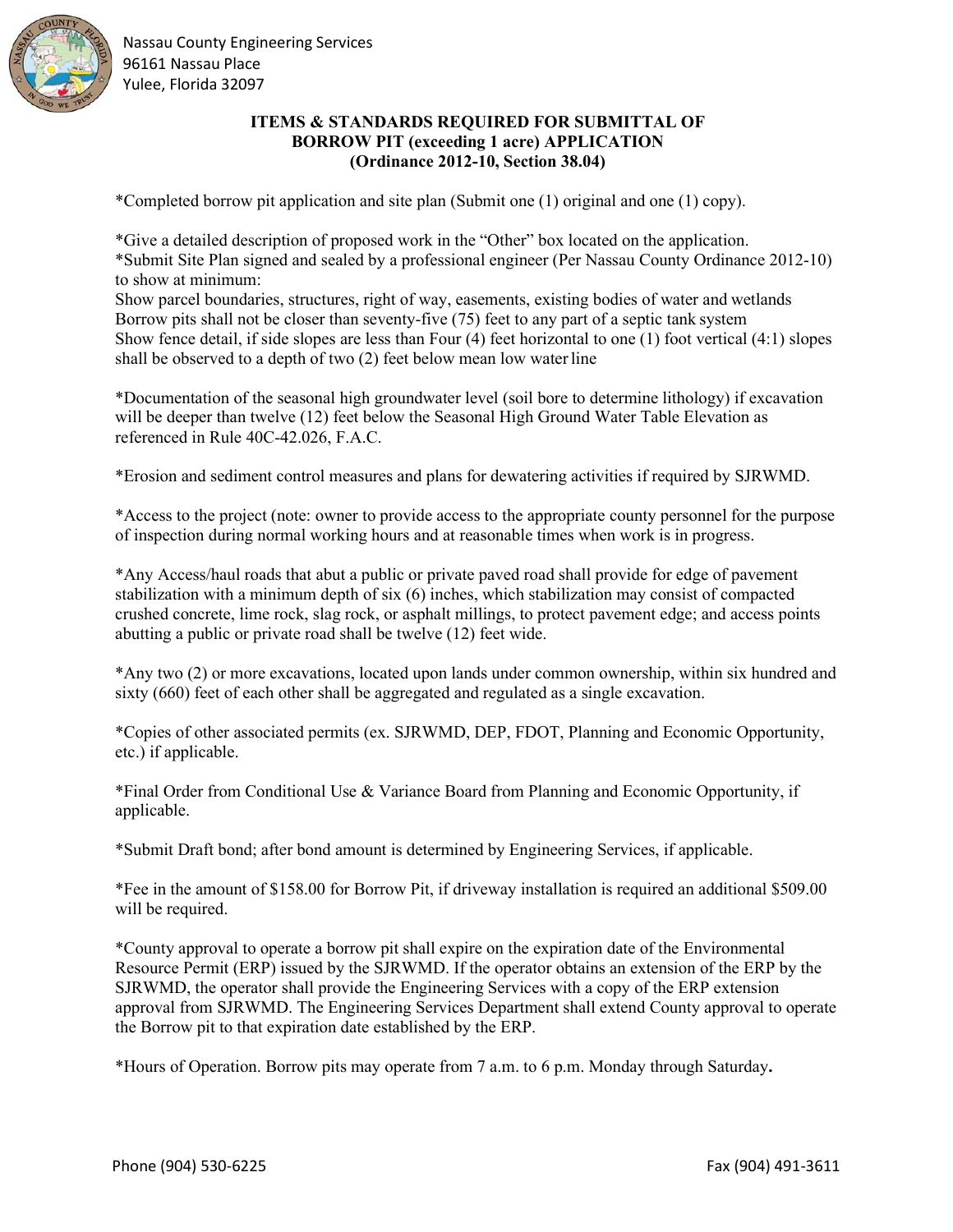Nassau County Engineering Services
96161 Nassau Place
Yulee, Florida 32097

## ITEMS & STANDARDS REQUIRED FOR SUBMITTAL OF BORROW PIT (exceeding 1 acre) APPLICATION (Ordinance 2012-10, Section 38.04)

*Completed borrow pit application and site plan (Submit one (1) original and one (1) copy).

*Give a detailed description of proposed work in the "Other" box located on the application.
*Submit Site Plan signed and sealed by a professional engineer (Per Nassau County Ordinance 2012-10) to show at minimum:
Show parcel boundaries, structures, right of way, easements, existing bodies of water and wetlands
Borrow pits shall not be closer than seventy-five (75) feet to any part of a septic tank system
Show fence detail, if side slopes are less than Four (4) feet horizontal to one (1) foot vertical (4:1) slopes shall be observed to a depth of two (2) feet below mean low water line

*Documentation of the seasonal high groundwater level (soil bore to determine lithology) if excavation will be deeper than twelve (12) feet below the Seasonal High Ground Water Table Elevation as referenced in Rule 40C-42.026, F.A.C.

*Erosion and sediment control measures and plans for dewatering activities if required by SJRWMD.

*Access to the project (note: owner to provide access to the appropriate county personnel for the purpose of inspection during normal working hours and at reasonable times when work is in progress.

*Any Access/haul roads that abut a public or private paved road shall provide for edge of pavement stabilization with a minimum depth of six (6) inches, which stabilization may consist of compacted crushed concrete, lime rock, slag rock, or asphalt millings, to protect pavement edge; and access points abutting a public or private road shall be twelve (12) feet wide.

*Any two (2) or more excavations, located upon lands under common ownership, within six hundred and sixty (660) feet of each other shall be aggregated and regulated as a single excavation.

*Copies of other associated permits (ex. SJRWMD, DEP, FDOT, Planning and Economic Opportunity, etc.) if applicable.

*Final Order from Conditional Use & Variance Board from Planning and Economic Opportunity, if applicable.

*Submit Draft bond; after bond amount is determined by Engineering Services, if applicable.

*Fee in the amount of $158.00 for Borrow Pit, if driveway installation is required an additional $509.00 will be required.

*County approval to operate a borrow pit shall expire on the expiration date of the Environmental Resource Permit (ERP) issued by the SJRWMD. If the operator obtains an extension of the ERP by the SJRWMD, the operator shall provide the Engineering Services with a copy of the ERP extension approval from SJRWMD. The Engineering Services Department shall extend County approval to operate the Borrow pit to that expiration date established by the ERP.

*Hours of Operation. Borrow pits may operate from 7 a.m. to 6 p.m. Monday through Saturday**.**

Phone (904) 530-6225 Fax (904) 491-3611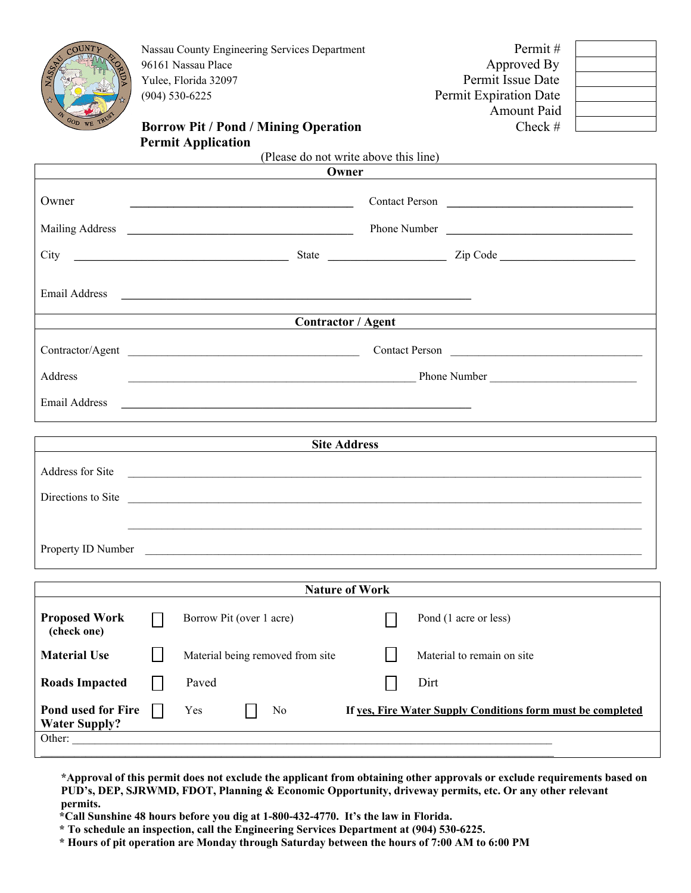Nassau County Engineering Services Department
96161 Nassau Place
Yulee, Florida 32097
(904) 530-6225

| | |
|---|---|
| Permit # | |
| Approved By | |
| Permit Issue Date | |
| Permit Expiration Date | |
| Amount Paid | |
| Check # | |

# Borrow Pit / Pond / Mining Operation Permit Application

(Please do not write above this line)

## Owner

Owner ______________________ Contact Person ______________________

Mailing Address ______________________ Phone Number ______________________

City ______________________ State ____________ Zip Code ______________

Email Address ______________________________________

## Contractor / Agent

Contractor/Agent ______________________ Contact Person ______________________

Address ______________________ Phone Number ______________________

Email Address ______________________________________

## Site Address

Address for Site ______________________________________

Directions to Site ______________________________________

______________________________________

Property ID Number ______________________________________

## Nature of Work

**Proposed Work (check one)** ☐ Borrow Pit (over 1 acre) ☐ Pond (1 acre or less)

**Material Use** ☐ Material being removed from site ☐ Material to remain on site

**Roads Impacted** ☐ Paved ☐ Dirt

**Pond used for Fire Water Supply?** ☐ Yes ☐ No **If yes, Fire Water Supply Conditions form must be completed**

Other: ______________________________________

______________________________________

**\*Approval of this permit does not exclude the applicant from obtaining other approvals or exclude requirements based on PUD's, DEP, SJRWMD, FDOT, Planning & Economic Opportunity, driveway permits, etc. Or any other relevant permits.**

**\*Call Sunshine 48 hours before you dig at 1-800-432-4770. It's the law in Florida.**

**\* To schedule an inspection, call the Engineering Services Department at (904) 530-6225.**

**\* Hours of pit operation are Monday through Saturday between the hours of 7:00 AM to 6:00 PM**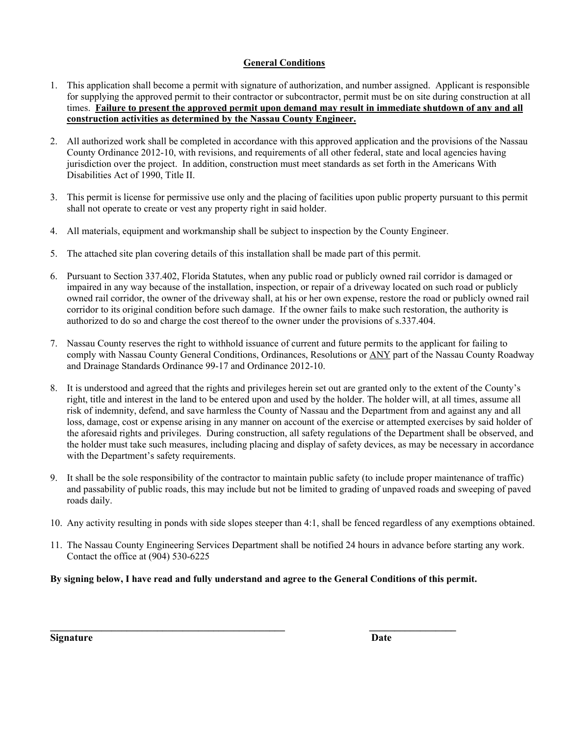## General Conditions

1. This application shall become a permit with signature of authorization, and number assigned. Applicant is responsible for supplying the approved permit to their contractor or subcontractor, permit must be on site during construction at all times. **Failure to present the approved permit upon demand may result in immediate shutdown of any and all construction activities as determined by the Nassau County Engineer.**

2. All authorized work shall be completed in accordance with this approved application and the provisions of the Nassau County Ordinance 2012-10, with revisions, and requirements of all other federal, state and local agencies having jurisdiction over the project. In addition, construction must meet standards as set forth in the Americans With Disabilities Act of 1990, Title II.

3. This permit is license for permissive use only and the placing of facilities upon public property pursuant to this permit shall not operate to create or vest any property right in said holder.

4. All materials, equipment and workmanship shall be subject to inspection by the County Engineer.

5. The attached site plan covering details of this installation shall be made part of this permit.

6. Pursuant to Section 337.402, Florida Statutes, when any public road or publicly owned rail corridor is damaged or impaired in any way because of the installation, inspection, or repair of a driveway located on such road or publicly owned rail corridor, the owner of the driveway shall, at his or her own expense, restore the road or publicly owned rail corridor to its original condition before such damage. If the owner fails to make such restoration, the authority is authorized to do so and charge the cost thereof to the owner under the provisions of s.337.404.

7. Nassau County reserves the right to withhold issuance of current and future permits to the applicant for failing to comply with Nassau County General Conditions, Ordinances, Resolutions or ANY part of the Nassau County Roadway and Drainage Standards Ordinance 99-17 and Ordinance 2012-10.

8. It is understood and agreed that the rights and privileges herein set out are granted only to the extent of the County's right, title and interest in the land to be entered upon and used by the holder. The holder will, at all times, assume all risk of indemnity, defend, and save harmless the County of Nassau and the Department from and against any and all loss, damage, cost or expense arising in any manner on account of the exercise or attempted exercises by said holder of the aforesaid rights and privileges. During construction, all safety regulations of the Department shall be observed, and the holder must take such measures, including placing and display of safety devices, as may be necessary in accordance with the Department's safety requirements.

9. It shall be the sole responsibility of the contractor to maintain public safety (to include proper maintenance of traffic) and passability of public roads, this may include but not be limited to grading of unpaved roads and sweeping of paved roads daily.

10. Any activity resulting in ponds with side slopes steeper than 4:1, shall be fenced regardless of any exemptions obtained.

11. The Nassau County Engineering Services Department shall be notified 24 hours in advance before starting any work. Contact the office at (904) 530-6225

**By signing below, I have read and fully understand and agree to the General Conditions of this permit.**

**Signature** _______________________________ **Date** _______________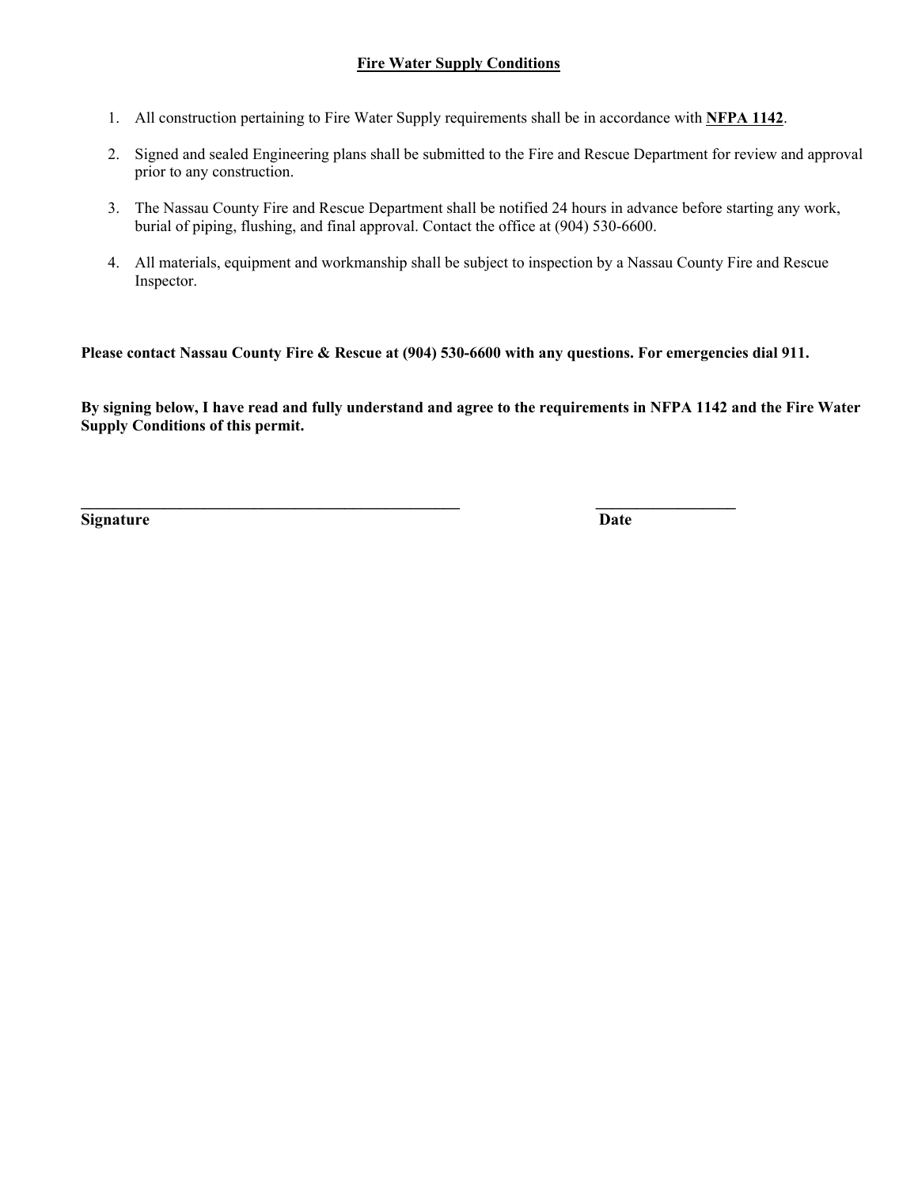## <u>Fire Water Supply Conditions</u>

1. All construction pertaining to Fire Water Supply requirements shall be in accordance with **<u>NFPA 1142</u>**.
2. Signed and sealed Engineering plans shall be submitted to the Fire and Rescue Department for review and approval prior to any construction.
3. The Nassau County Fire and Rescue Department shall be notified 24 hours in advance before starting any work, burial of piping, flushing, and final approval. Contact the office at (904) 530-6600.
4. All materials, equipment and workmanship shall be subject to inspection by a Nassau County Fire and Rescue Inspector.

**Please contact Nassau County Fire & Rescue at (904) 530-6600 with any questions. For emergencies dial 911.**

**By signing below, I have read and fully understand and agree to the requirements in NFPA 1142 and the Fire Water Supply Conditions of this permit.**

______________________________________________ ________________

**Signature** **Date**